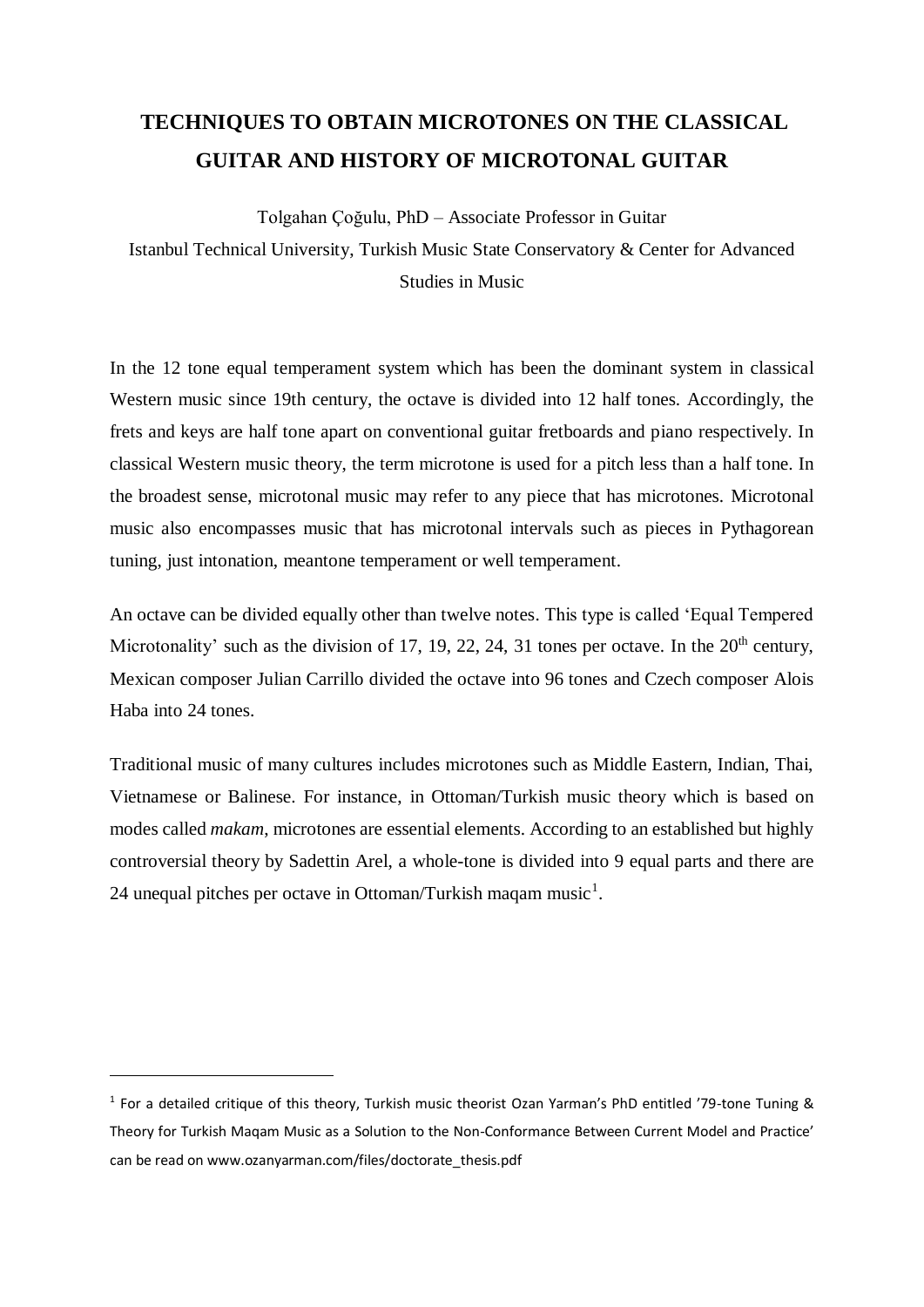# TECHNIQUES TO OBTAIN MICROTONES ON THE CLASSICAL GUITAR AND HISTORY OF MICROTONAL GUITAR

Tolgahan Çoğulu, PhD – Associate Professor in Guitar

Istanbul Technical University, Turkish Music State Conservatory & Center for Advanced Studies in Music

In the 12 tone equal temperament system which has been the dominant system in classical Western music since 19th century, the octave is divided into 12 half tones. Accordingly, the frets and keys are half tone apart on conventional guitar fretboards and piano respectively. In classical Western music theory, the term microtone is used for a pitch less than a half tone. In the broadest sense, microtonal music may refer to any piece that has microtones. Microtonal music also encompasses music that has microtonal intervals such as pieces in Pythagorean tuning, just intonation, meantone temperament or well temperament.

An octave can be divided equally other than twelve notes. This type is called 'Equal Tempered Microtonality' such as the division of 17, 19, 22, 24, 31 tones per octave. In the 20th century, Mexican composer Julian Carrillo divided the octave into 96 tones and Czech composer Alois Haba into 24 tones.

Traditional music of many cultures includes microtones such as Middle Eastern, Indian, Thai, Vietnamese or Balinese. For instance, in Ottoman/Turkish music theory which is based on modes called *makam*, microtones are essential elements. According to an established but highly controversial theory by Sadettin Arel, a whole-tone is divided into 9 equal parts and there are 24 unequal pitches per octave in Ottoman/Turkish maqam music[1].

---

[1] For a detailed critique of this theory, Turkish music theorist Ozan Yarman's PhD entitled '79-tone Tuning & Theory for Turkish Maqam Music as a Solution to the Non-Conformance Between Current Model and Practice' can be read on www.ozanyarman.com/files/doctorate_thesis.pdf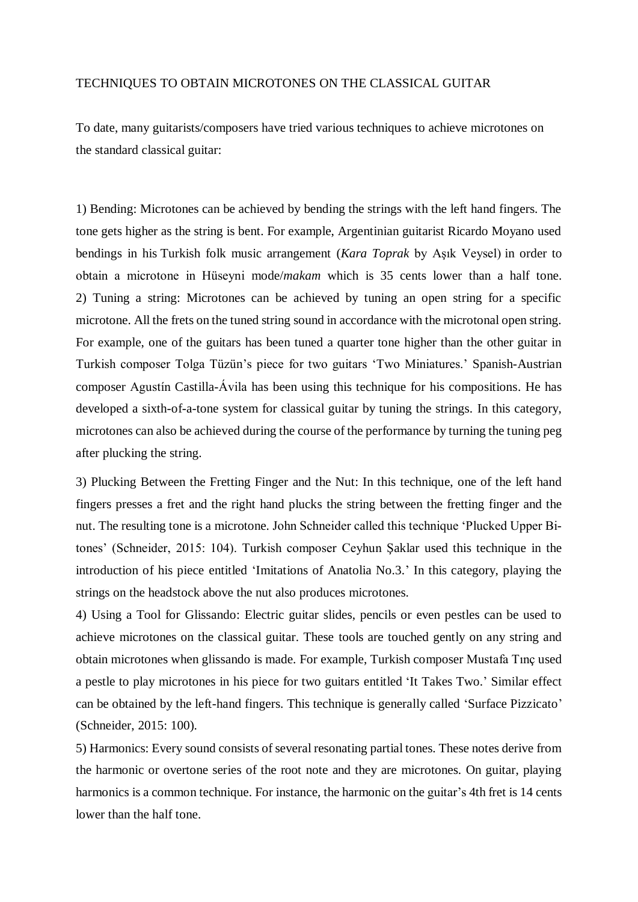# TECHNIQUES TO OBTAIN MICROTONES ON THE CLASSICAL GUITAR

To date, many guitarists/composers have tried various techniques to achieve microtones on the standard classical guitar:

1) Bending: Microtones can be achieved by bending the strings with the left hand fingers. The tone gets higher as the string is bent. For example, Argentinian guitarist Ricardo Moyano used bendings in his Turkish folk music arrangement (*Kara Toprak* by Aşık Veysel) in order to obtain a microtone in Hüseyni mode/*makam* which is 35 cents lower than a half tone.

2) Tuning a string: Microtones can be achieved by tuning an open string for a specific microtone. All the frets on the tuned string sound in accordance with the microtonal open string. For example, one of the guitars has been tuned a quarter tone higher than the other guitar in Turkish composer Tolga Tüzün's piece for two guitars 'Two Miniatures.' Spanish-Austrian composer Agustín Castilla-Ávila has been using this technique for his compositions. He has developed a sixth-of-a-tone system for classical guitar by tuning the strings. In this category, microtones can also be achieved during the course of the performance by turning the tuning peg after plucking the string.

3) Plucking Between the Fretting Finger and the Nut: In this technique, one of the left hand fingers presses a fret and the right hand plucks the string between the fretting finger and the nut. The resulting tone is a microtone. John Schneider called this technique 'Plucked Upper Bi-tones' (Schneider, 2015: 104). Turkish composer Ceyhun Şaklar used this technique in the introduction of his piece entitled 'Imitations of Anatolia No.3.' In this category, playing the strings on the headstock above the nut also produces microtones.

4) Using a Tool for Glissando: Electric guitar slides, pencils or even pestles can be used to achieve microtones on the classical guitar. These tools are touched gently on any string and obtain microtones when glissando is made. For example, Turkish composer Mustafa Tınç used a pestle to play microtones in his piece for two guitars entitled 'It Takes Two.' Similar effect can be obtained by the left-hand fingers. This technique is generally called 'Surface Pizzicato' (Schneider, 2015: 100).

5) Harmonics: Every sound consists of several resonating partial tones. These notes derive from the harmonic or overtone series of the root note and they are microtones. On guitar, playing harmonics is a common technique. For instance, the harmonic on the guitar's 4th fret is 14 cents lower than the half tone.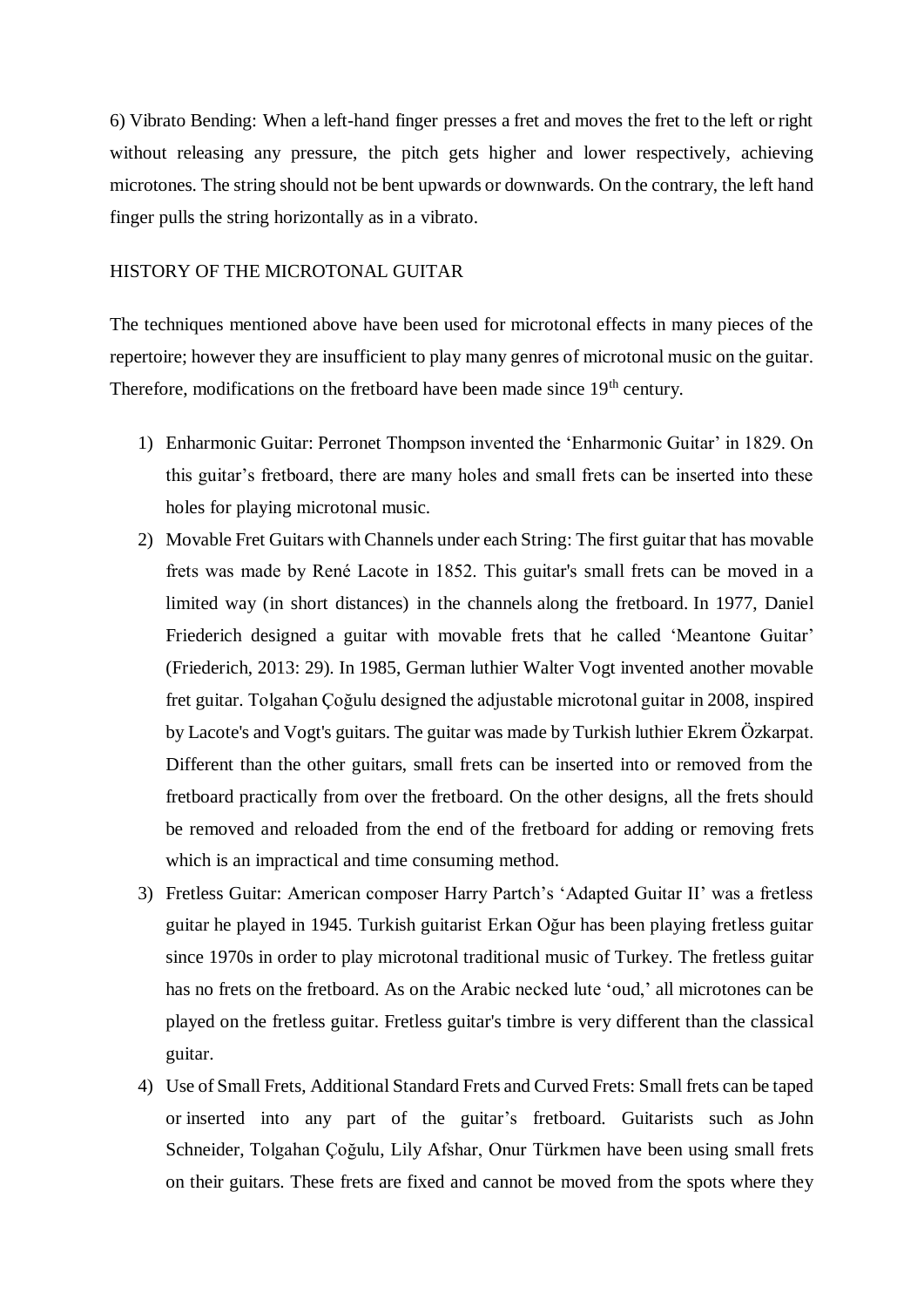6) Vibrato Bending: When a left-hand finger presses a fret and moves the fret to the left or right without releasing any pressure, the pitch gets higher and lower respectively, achieving microtones. The string should not be bent upwards or downwards. On the contrary, the left hand finger pulls the string horizontally as in a vibrato.

## HISTORY OF THE MICROTONAL GUITAR

The techniques mentioned above have been used for microtonal effects in many pieces of the repertoire; however they are insufficient to play many genres of microtonal music on the guitar. Therefore, modifications on the fretboard have been made since 19th century.

1) Enharmonic Guitar: Perronet Thompson invented the 'Enharmonic Guitar' in 1829. On this guitar's fretboard, there are many holes and small frets can be inserted into these holes for playing microtonal music.
2) Movable Fret Guitars with Channels under each String: The first guitar that has movable frets was made by René Lacote in 1852. This guitar's small frets can be moved in a limited way (in short distances) in the channels along the fretboard. In 1977, Daniel Friederich designed a guitar with movable frets that he called 'Meantone Guitar' (Friederich, 2013: 29). In 1985, German luthier Walter Vogt invented another movable fret guitar. Tolgahan Çoğulu designed the adjustable microtonal guitar in 2008, inspired by Lacote's and Vogt's guitars. The guitar was made by Turkish luthier Ekrem Özkarpat. Different than the other guitars, small frets can be inserted into or removed from the fretboard practically from over the fretboard. On the other designs, all the frets should be removed and reloaded from the end of the fretboard for adding or removing frets which is an impractical and time consuming method.
3) Fretless Guitar: American composer Harry Partch's 'Adapted Guitar II' was a fretless guitar he played in 1945. Turkish guitarist Erkan Oğur has been playing fretless guitar since 1970s in order to play microtonal traditional music of Turkey. The fretless guitar has no frets on the fretboard. As on the Arabic necked lute 'oud,' all microtones can be played on the fretless guitar. Fretless guitar's timbre is very different than the classical guitar.
4) Use of Small Frets, Additional Standard Frets and Curved Frets: Small frets can be taped or inserted into any part of the guitar's fretboard. Guitarists such as John Schneider, Tolgahan Çoğulu, Lily Afshar, Onur Türkmen have been using small frets on their guitars. These frets are fixed and cannot be moved from the spots where they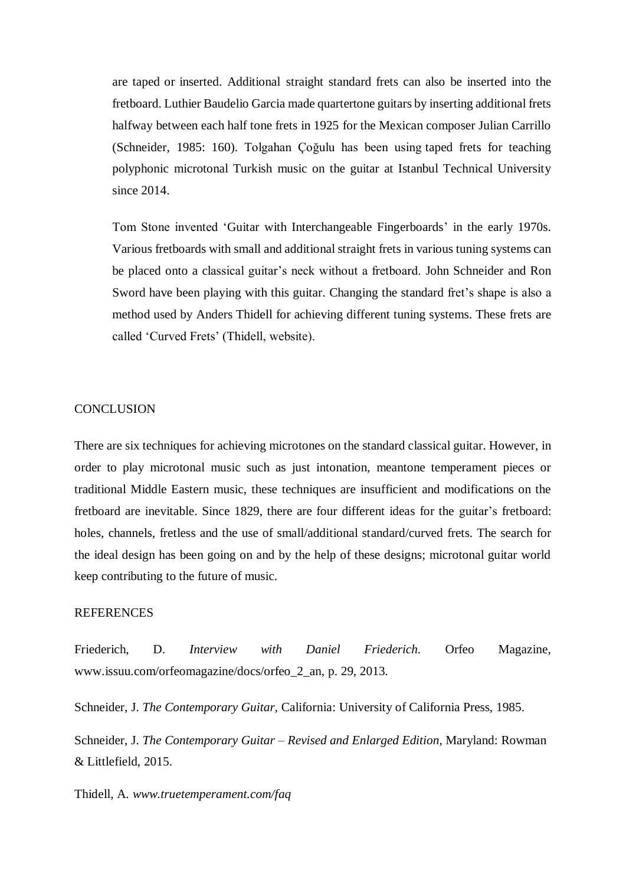are taped or inserted. Additional straight standard frets can also be inserted into the fretboard. Luthier Baudelio Garcia made quartertone guitars by inserting additional frets halfway between each half tone frets in 1925 for the Mexican composer Julian Carrillo (Schneider, 1985: 160). Tolgahan Çoğulu has been using taped frets for teaching polyphonic microtonal Turkish music on the guitar at Istanbul Technical University since 2014.

Tom Stone invented 'Guitar with Interchangeable Fingerboards' in the early 1970s. Various fretboards with small and additional straight frets in various tuning systems can be placed onto a classical guitar's neck without a fretboard. John Schneider and Ron Sword have been playing with this guitar. Changing the standard fret's shape is also a method used by Anders Thidell for achieving different tuning systems. These frets are called 'Curved Frets' (Thidell, website).

## CONCLUSION

There are six techniques for achieving microtones on the standard classical guitar. However, in order to play microtonal music such as just intonation, meantone temperament pieces or traditional Middle Eastern music, these techniques are insufficient and modifications on the fretboard are inevitable. Since 1829, there are four different ideas for the guitar's fretboard: holes, channels, fretless and the use of small/additional standard/curved frets. The search for the ideal design has been going on and by the help of these designs; microtonal guitar world keep contributing to the future of music.

## REFERENCES

Friederich, D. *Interview with Daniel Friederich.* Orfeo Magazine, www.issuu.com/orfeomagazine/docs/orfeo_2_an, p. 29, 2013.

Schneider, J. *The Contemporary Guitar,* California: University of California Press, 1985.

Schneider, J. *The Contemporary Guitar – Revised and Enlarged Edition,* Maryland: Rowman & Littlefield, 2015.

Thidell, A. *www.truetemperament.com/faq*